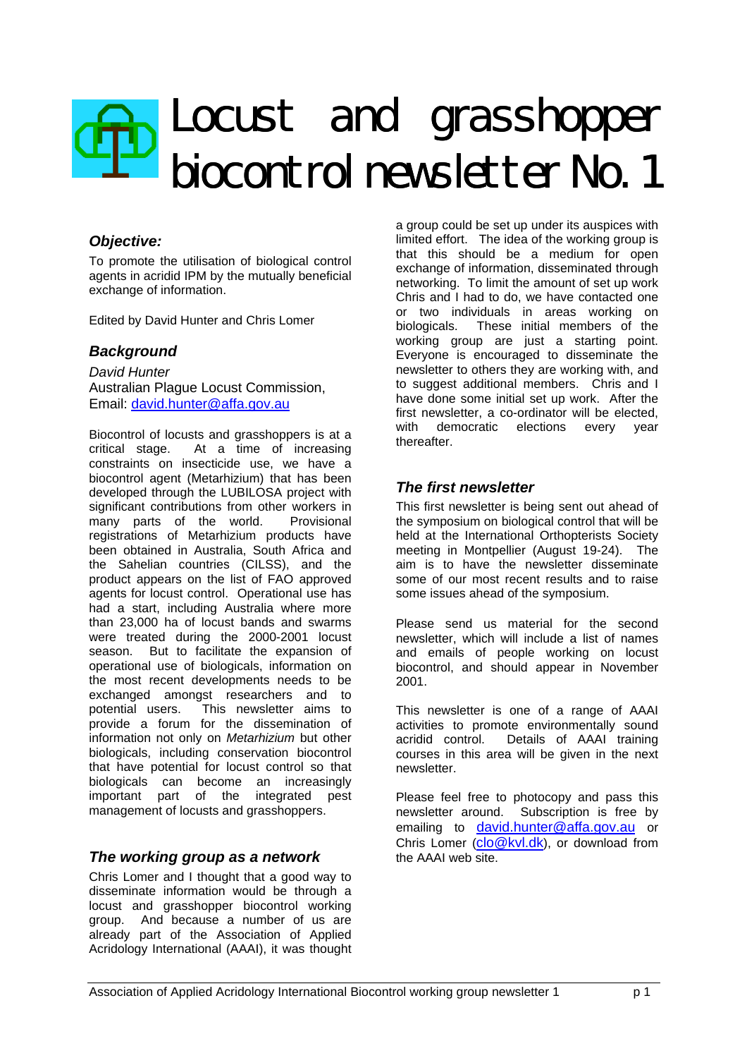# Locust and grasshopper biocontrol newsletter No. 1

## *Objective:*

To promote the utilisation of biological control agents in acridid IPM by the mutually beneficial exchange of information.

Edited by David Hunter and Chris Lomer

## *Background*

*David Hunter*
Australian Plague Locust Commission,
Email: david.hunter@affa.gov.au

Biocontrol of locusts and grasshoppers is at a critical stage. At a time of increasing constraints on insecticide use, we have a biocontrol agent (Metarhizium) that has been developed through the LUBILOSA project with significant contributions from other workers in many parts of the world. Provisional registrations of Metarhizium products have been obtained in Australia, South Africa and the Sahelian countries (CILSS), and the product appears on the list of FAO approved agents for locust control. Operational use has had a start, including Australia where more than 23,000 ha of locust bands and swarms were treated during the 2000-2001 locust season. But to facilitate the expansion of operational use of biologicals, information on the most recent developments needs to be exchanged amongst researchers and to potential users. This newsletter aims to provide a forum for the dissemination of information not only on *Metarhizium* but other biologicals, including conservation biocontrol that have potential for locust control so that biologicals can become an increasingly important part of the integrated pest management of locusts and grasshoppers.

## *The working group as a network*

Chris Lomer and I thought that a good way to disseminate information would be through a locust and grasshopper biocontrol working group. And because a number of us are already part of the Association of Applied Acridology International (AAAI), it was thought a group could be set up under its auspices with limited effort. The idea of the working group is that this should be a medium for open exchange of information, disseminated through networking. To limit the amount of set up work Chris and I had to do, we have contacted one or two individuals in areas working on biologicals. These initial members of the working group are just a starting point. Everyone is encouraged to disseminate the newsletter to others they are working with, and to suggest additional members. Chris and I have done some initial set up work. After the first newsletter, a co-ordinator will be elected, with democratic elections every year thereafter.

## *The first newsletter*

This first newsletter is being sent out ahead of the symposium on biological control that will be held at the International Orthopterists Society meeting in Montpellier (August 19-24). The aim is to have the newsletter disseminate some of our most recent results and to raise some issues ahead of the symposium.

Please send us material for the second newsletter, which will include a list of names and emails of people working on locust biocontrol, and should appear in November 2001.

This newsletter is one of a range of AAAI activities to promote environmentally sound acridid control. Details of AAAI training courses in this area will be given in the next newsletter.

Please feel free to photocopy and pass this newsletter around. Subscription is free by emailing to david.hunter@affa.gov.au or Chris Lomer (clo@kvl.dk), or download from the AAAI web site.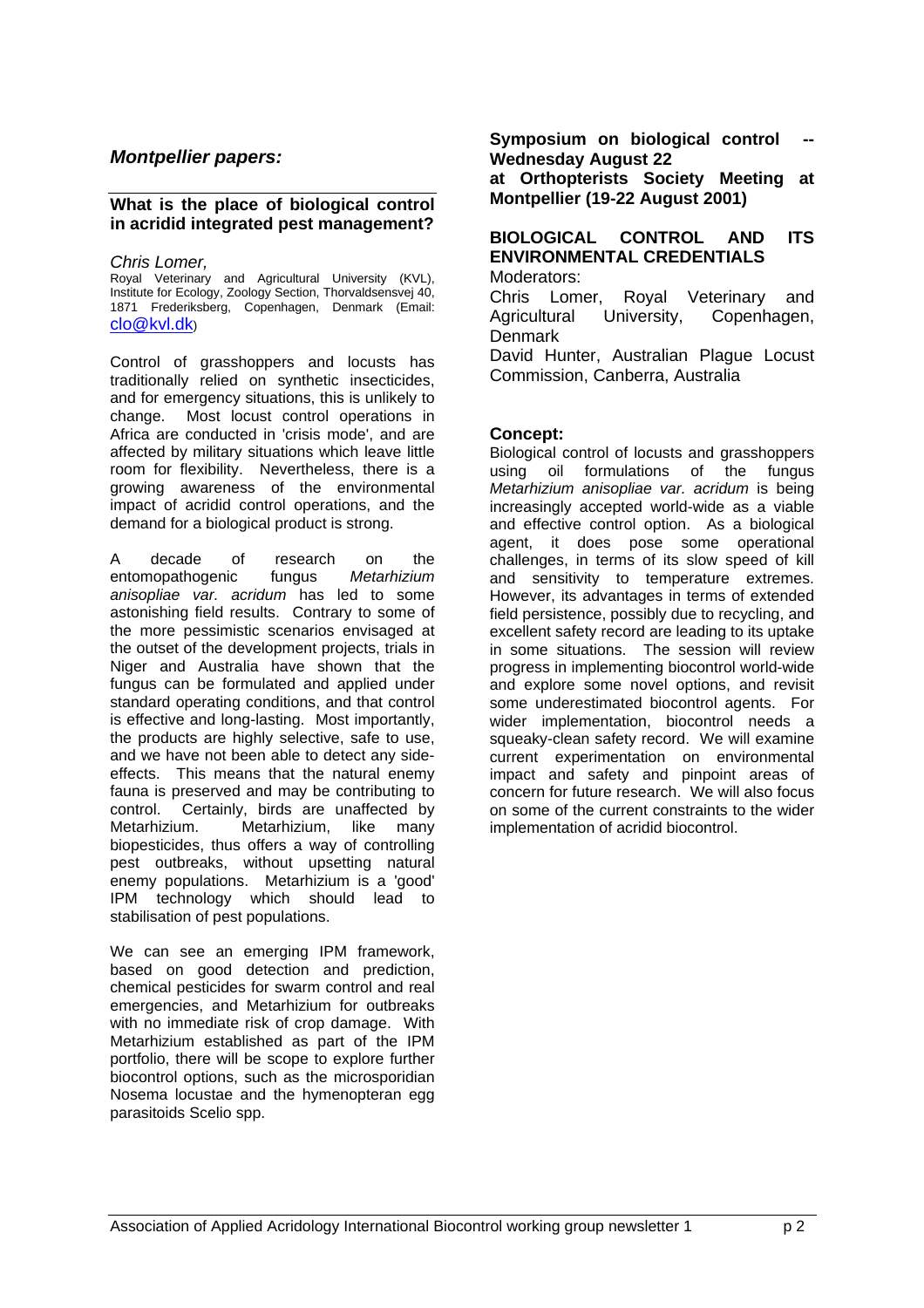## *Montpellier papers:*

### What is the place of biological control in acridid integrated pest management?

*Chris Lomer,*
Royal Veterinary and Agricultural University (KVL), Institute for Ecology, Zoology Section, Thorvaldsensvej 40, 1871 Frederiksberg, Copenhagen, Denmark (Email: clo@kvl.dk)

Control of grasshoppers and locusts has traditionally relied on synthetic insecticides, and for emergency situations, this is unlikely to change. Most locust control operations in Africa are conducted in 'crisis mode', and are affected by military situations which leave little room for flexibility. Nevertheless, there is a growing awareness of the environmental impact of acridid control operations, and the demand for a biological product is strong.

A decade of research on the entomopathogenic fungus *Metarhizium anisopliae var. acridum* has led to some astonishing field results. Contrary to some of the more pessimistic scenarios envisaged at the outset of the development projects, trials in Niger and Australia have shown that the fungus can be formulated and applied under standard operating conditions, and that control is effective and long-lasting. Most importantly, the products are highly selective, safe to use, and we have not been able to detect any side-effects. This means that the natural enemy fauna is preserved and may be contributing to control. Certainly, birds are unaffected by Metarhizium. Metarhizium, like many biopesticides, thus offers a way of controlling pest outbreaks, without upsetting natural enemy populations. Metarhizium is a 'good' IPM technology which should lead to stabilisation of pest populations.

We can see an emerging IPM framework, based on good detection and prediction, chemical pesticides for swarm control and real emergencies, and Metarhizium for outbreaks with no immediate risk of crop damage. With Metarhizium established as part of the IPM portfolio, there will be scope to explore further biocontrol options, such as the microsporidian Nosema locustae and the hymenopteran egg parasitoids Scelio spp.

### Symposium on biological control -- Wednesday August 22 at Orthopterists Society Meeting at Montpellier (19-22 August 2001)

### BIOLOGICAL CONTROL AND ITS ENVIRONMENTAL CREDENTIALS

Moderators:

Chris Lomer, Royal Veterinary and Agricultural University, Copenhagen, Denmark

David Hunter, Australian Plague Locust Commission, Canberra, Australia

**Concept:**

Biological control of locusts and grasshoppers using oil formulations of the fungus *Metarhizium anisopliae var. acridum* is being increasingly accepted world-wide as a viable and effective control option. As a biological agent, it does pose some operational challenges, in terms of its slow speed of kill and sensitivity to temperature extremes. However, its advantages in terms of extended field persistence, possibly due to recycling, and excellent safety record are leading to its uptake in some situations. The session will review progress in implementing biocontrol world-wide and explore some novel options, and revisit some underestimated biocontrol agents. For wider implementation, biocontrol needs a squeaky-clean safety record. We will examine current experimentation on environmental impact and safety and pinpoint areas of concern for future research. We will also focus on some of the current constraints to the wider implementation of acridid biocontrol.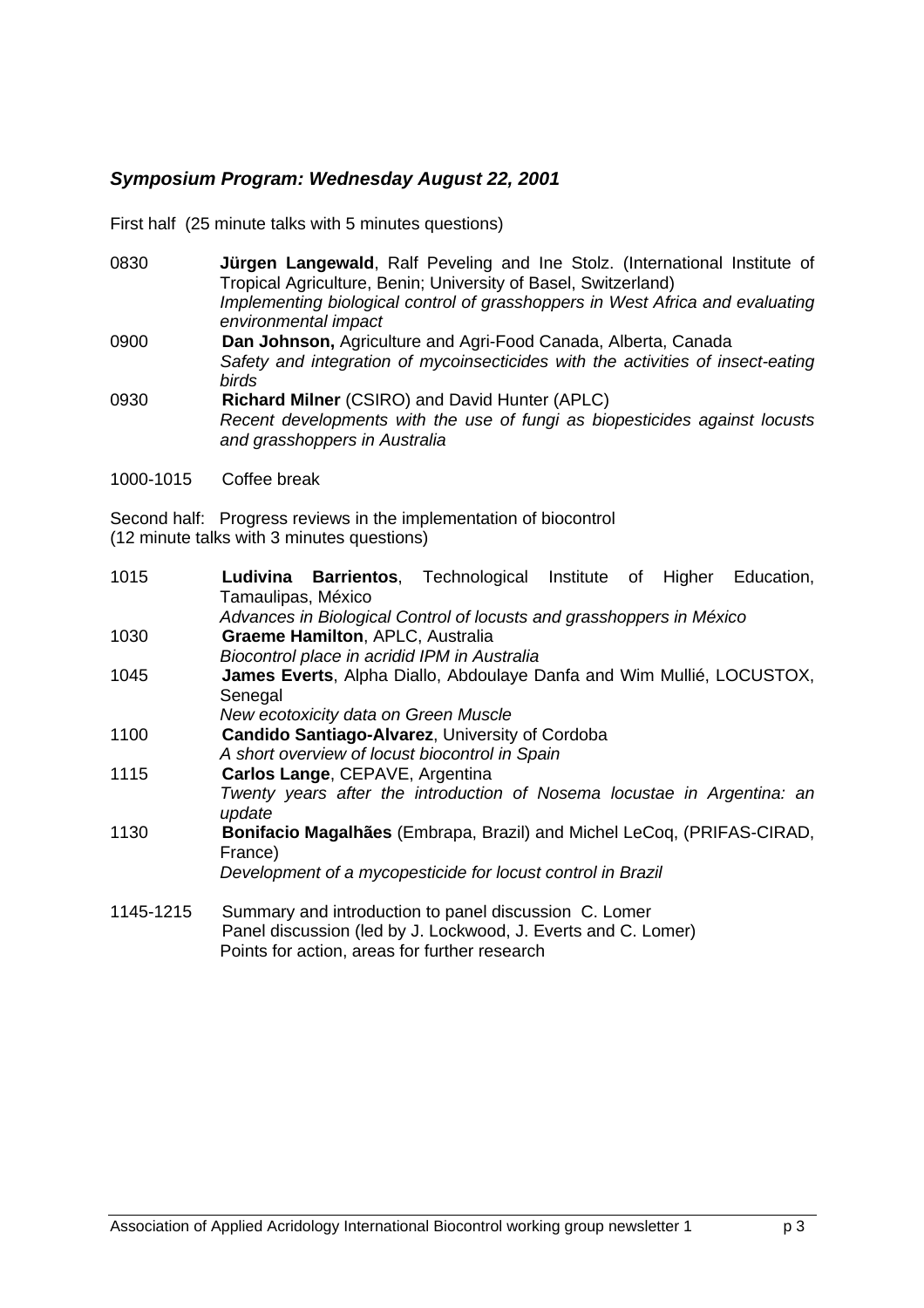## *Symposium Program: Wednesday August 22, 2001*

First half (25 minute talks with 5 minutes questions)

0830 **Jürgen Langewald**, Ralf Peveling and Ine Stolz. (International Institute of Tropical Agriculture, Benin; University of Basel, Switzerland)
*Implementing biological control of grasshoppers in West Africa and evaluating environmental impact*

0900 **Dan Johnson,** Agriculture and Agri-Food Canada, Alberta, Canada
*Safety and integration of mycoinsecticides with the activities of insect-eating birds*

0930 **Richard Milner** (CSIRO) and David Hunter (APLC)
*Recent developments with the use of fungi as biopesticides against locusts and grasshoppers in Australia*

1000-1015 Coffee break

Second half: Progress reviews in the implementation of biocontrol
(12 minute talks with 3 minutes questions)

1015 **Ludivina Barrientos**, Technological Institute of Higher Education, Tamaulipas, México
*Advances in Biological Control of locusts and grasshoppers in México*

1030 **Graeme Hamilton**, APLC, Australia
*Biocontrol place in acridid IPM in Australia*

1045 **James Everts**, Alpha Diallo, Abdoulaye Danfa and Wim Mullié, LOCUSTOX, Senegal
*New ecotoxicity data on Green Muscle*

1100 **Candido Santiago-Alvarez**, University of Cordoba
*A short overview of locust biocontrol in Spain*

1115 **Carlos Lange**, CEPAVE, Argentina
*Twenty years after the introduction of Nosema locustae in Argentina: an update*

1130 **Bonifacio Magalhães** (Embrapa, Brazil) and Michel LeCoq, (PRIFAS-CIRAD, France)
*Development of a mycopesticide for locust control in Brazil*

1145-1215 Summary and introduction to panel discussion C. Lomer
Panel discussion (led by J. Lockwood, J. Everts and C. Lomer)
Points for action, areas for further research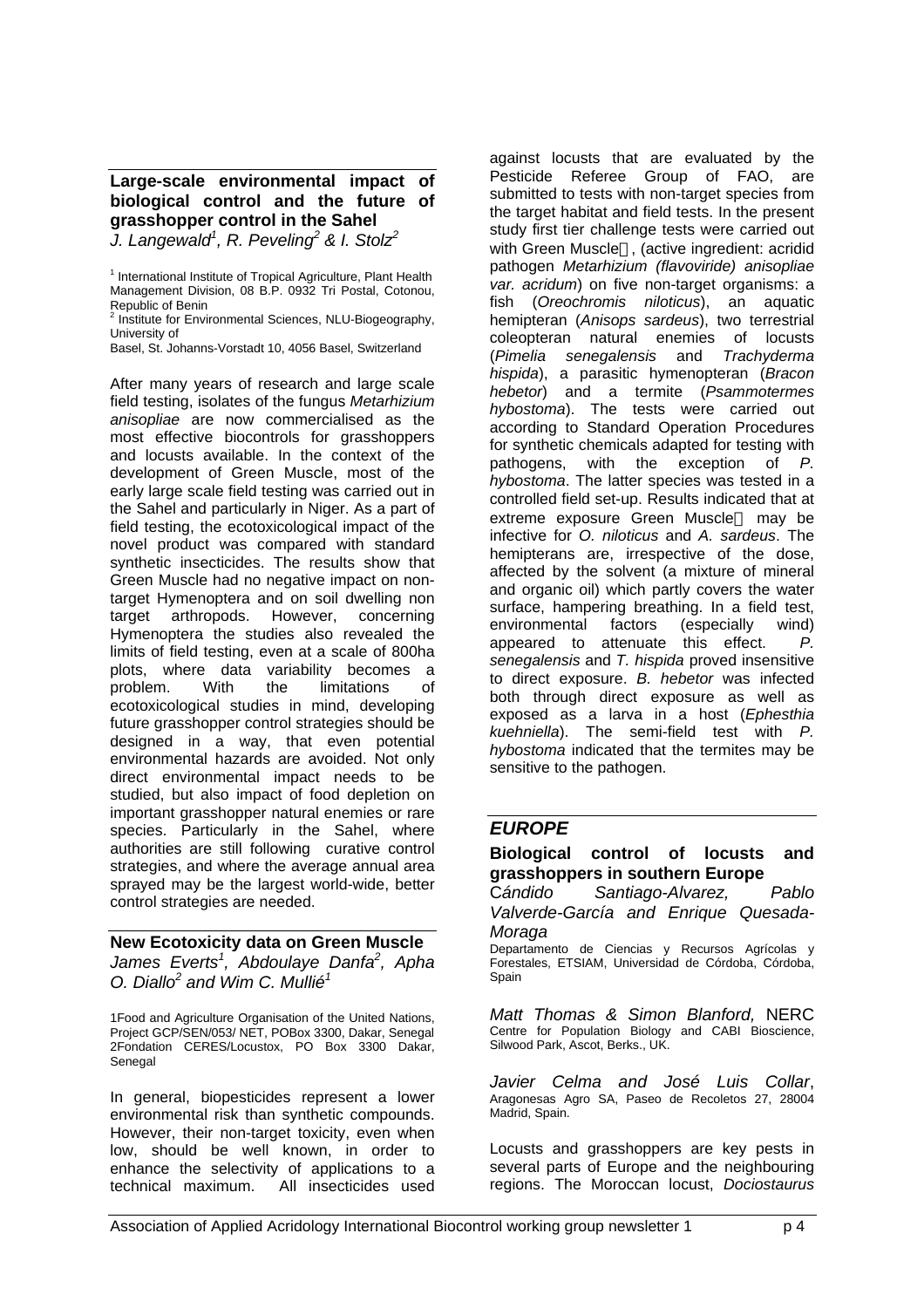### Large-scale environmental impact of biological control and the future of grasshopper control in the Sahel

*J. Langewald[1], R. Peveling[2] & I. Stolz[2]*

[1] International Institute of Tropical Agriculture, Plant Health Management Division, 08 B.P. 0932 Tri Postal, Cotonou, Republic of Benin
[2] Institute for Environmental Sciences, NLU-Biogeography, University of Basel, St. Johanns-Vorstadt 10, 4056 Basel, Switzerland

After many years of research and large scale field testing, isolates of the fungus *Metarhizium anisopliae* are now commercialised as the most effective biocontrols for grasshoppers and locusts available. In the context of the development of Green Muscle, most of the early large scale field testing was carried out in the Sahel and particularly in Niger. As a part of field testing, the ecotoxicological impact of the novel product was compared with standard synthetic insecticides. The results show that Green Muscle had no negative impact on non-target Hymenoptera and on soil dwelling non target arthropods. However, concerning Hymenoptera the studies also revealed the limits of field testing, even at a scale of 800ha plots, where data variability becomes a problem. With the limitations of ecotoxicological studies in mind, developing future grasshopper control strategies should be designed in a way, that even potential environmental hazards are avoided. Not only direct environmental impact needs to be studied, but also impact of food depletion on important grasshopper natural enemies or rare species. Particularly in the Sahel, where authorities are still following curative control strategies, and where the average annual area sprayed may be the largest world-wide, better control strategies are needed.

### New Ecotoxicity data on Green Muscle

*James Everts[1], Abdoulaye Danfa[2], Apha O. Diallo[2] and Wim C. Mullié[1]*

1Food and Agriculture Organisation of the United Nations, Project GCP/SEN/053/ NET, POBox 3300, Dakar, Senegal
2Fondation CERES/Locustox, PO Box 3300 Dakar, Senegal

In general, biopesticides represent a lower environmental risk than synthetic compounds. However, their non-target toxicity, even when low, should be well known, in order to enhance the selectivity of applications to a technical maximum. All insecticides used against locusts that are evaluated by the Pesticide Referee Group of FAO, are submitted to tests with non-target species from the target habitat and field tests. In the present study first tier challenge tests were carried out with Green Muscle™, (active ingredient: acridid pathogen *Metarhizium (flavoviride) anisopliae var. acridum*) on five non-target organisms: a fish (*Oreochromis niloticus*), an aquatic hemipteran (*Anisops sardeus*), two terrestrial coleopteran natural enemies of locusts (*Pimelia senegalensis* and *Trachyderma hispida*), a parasitic hymenopteran (*Bracon hebetor*) and a termite (*Psammotermes hybostoma*). The tests were carried out according to Standard Operation Procedures for synthetic chemicals adapted for testing with pathogens, with the exception of *P. hybostoma*. The latter species was tested in a controlled field set-up. Results indicated that at extreme exposure Green Muscle™ may be infective for *O. niloticus* and *A. sardeus*. The hemipterans are, irrespective of the dose, affected by the solvent (a mixture of mineral and organic oil) which partly covers the water surface, hampering breathing. In a field test, environmental factors (especially wind) appeared to attenuate this effect. *P. senegalensis* and *T. hispida* proved insensitive to direct exposure. *B. hebetor* was infected both through direct exposure as well as exposed as a larva in a host (*Ephesthia kuehniella*). The semi-field test with *P. hybostoma* indicated that the termites may be sensitive to the pathogen.

## *EUROPE*

### Biological control of locusts and grasshoppers in southern Europe

*Cándido Santiago-Alvarez, Pablo Valverde-García and Enrique Quesada-Moraga*

Departamento de Ciencias y Recursos Agrícolas y Forestales, ETSIAM, Universidad de Córdoba, Córdoba, Spain

*Matt Thomas & Simon Blanford,* NERC Centre for Population Biology and CABI Bioscience, Silwood Park, Ascot, Berks., UK.

*Javier Celma and José Luis Collar*, Aragonesas Agro SA, Paseo de Recoletos 27, 28004 Madrid, Spain.

Locusts and grasshoppers are key pests in several parts of Europe and the neighbouring regions. The Moroccan locust, *Dociostaurus*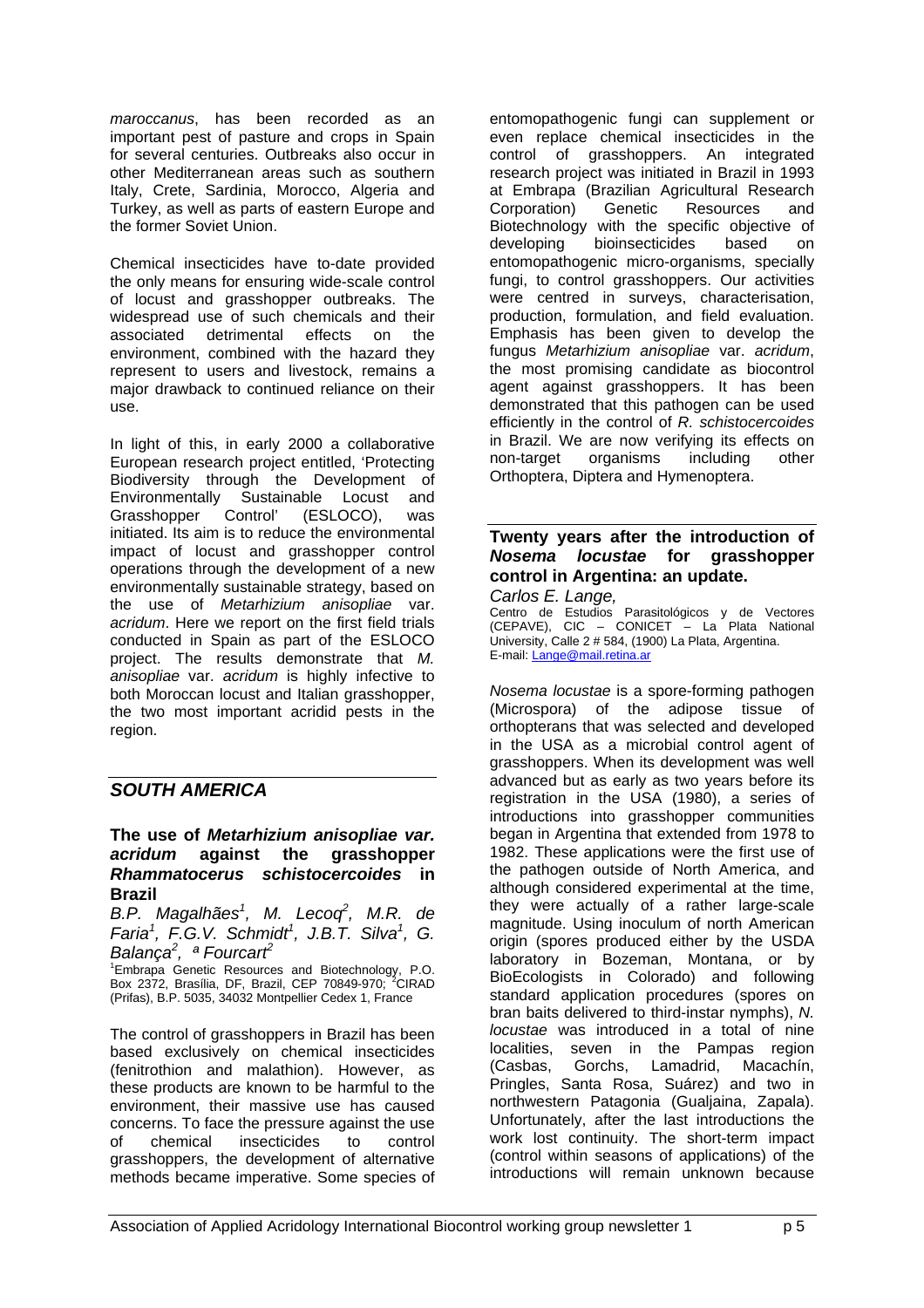*maroccanus*, has been recorded as an important pest of pasture and crops in Spain for several centuries. Outbreaks also occur in other Mediterranean areas such as southern Italy, Crete, Sardinia, Morocco, Algeria and Turkey, as well as parts of eastern Europe and the former Soviet Union.

Chemical insecticides have to-date provided the only means for ensuring wide-scale control of locust and grasshopper outbreaks. The widespread use of such chemicals and their associated detrimental effects on the environment, combined with the hazard they represent to users and livestock, remains a major drawback to continued reliance on their use.

In light of this, in early 2000 a collaborative European research project entitled, 'Protecting Biodiversity through the Development of Environmentally Sustainable Locust and Grasshopper Control' (ESLOCO), was initiated. Its aim is to reduce the environmental impact of locust and grasshopper control operations through the development of a new environmentally sustainable strategy, based on the use of *Metarhizium anisopliae* var. *acridum*. Here we report on the first field trials conducted in Spain as part of the ESLOCO project. The results demonstrate that *M. anisopliae* var. *acridum* is highly infective to both Moroccan locust and Italian grasshopper, the two most important acridid pests in the region.

## *SOUTH AMERICA*

### The use of *Metarhizium anisopliae var. acridum* against the grasshopper *Rhammatocerus schistocercoides* in Brazil

*B.P. Magalhães[1], M. Lecoq[2], M.R. de Faria[1], F.G.V. Schmidt[1], J.B.T. Silva[1], G. Balança[2], ª Fourcart[2]*

[1]Embrapa Genetic Resources and Biotechnology, P.O. Box 2372, Brasília, DF, Brazil, CEP 70849-970; [2]CIRAD (Prifas), B.P. 5035, 34032 Montpellier Cedex 1, France

The control of grasshoppers in Brazil has been based exclusively on chemical insecticides (fenitrothion and malathion). However, as these products are known to be harmful to the environment, their massive use has caused concerns. To face the pressure against the use of chemical insecticides to control grasshoppers, the development of alternative methods became imperative. Some species of entomopathogenic fungi can supplement or even replace chemical insecticides in the control of grasshoppers. An integrated research project was initiated in Brazil in 1993 at Embrapa (Brazilian Agricultural Research Corporation) Genetic Resources and Biotechnology with the specific objective of developing bioinsecticides based on entomopathogenic micro-organisms, specially fungi, to control grasshoppers. Our activities were centred in surveys, characterisation, production, formulation, and field evaluation. Emphasis has been given to develop the fungus *Metarhizium anisopliae* var. *acridum*, the most promising candidate as biocontrol agent against grasshoppers. It has been demonstrated that this pathogen can be used efficiently in the control of *R. schistocercoides* in Brazil. We are now verifying its effects on non-target organisms including other Orthoptera, Diptera and Hymenoptera.

### Twenty years after the introduction of *Nosema locustae* for grasshopper control in Argentina: an update.

*Carlos E. Lange,*

Centro de Estudios Parasitológicos y de Vectores (CEPAVE), CIC – CONICET – La Plata National University, Calle 2 # 584, (1900) La Plata, Argentina.
E-mail: Lange@mail.retina.ar

*Nosema locustae* is a spore-forming pathogen (Microspora) of the adipose tissue of orthopterans that was selected and developed in the USA as a microbial control agent of grasshoppers. When its development was well advanced but as early as two years before its registration in the USA (1980), a series of introductions into grasshopper communities began in Argentina that extended from 1978 to 1982. These applications were the first use of the pathogen outside of North America, and although considered experimental at the time, they were actually of a rather large-scale magnitude. Using inoculum of north American origin (spores produced either by the USDA laboratory in Bozeman, Montana, or by BioEcologists in Colorado) and following standard application procedures (spores on bran baits delivered to third-instar nymphs), *N. locustae* was introduced in a total of nine localities, seven in the Pampas region (Casbas, Gorchs, Lamadrid, Macachín, Pringles, Santa Rosa, Suárez) and two in northwestern Patagonia (Gualjaina, Zapala). Unfortunately, after the last introductions the work lost continuity. The short-term impact (control within seasons of applications) of the introductions will remain unknown because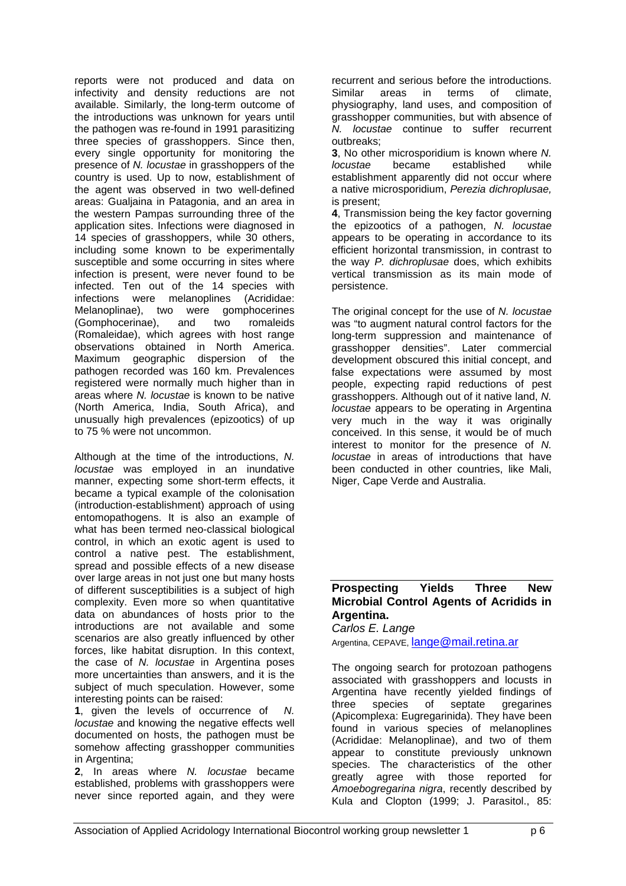reports were not produced and data on infectivity and density reductions are not available. Similarly, the long-term outcome of the introductions was unknown for years until the pathogen was re-found in 1991 parasitizing three species of grasshoppers. Since then, every single opportunity for monitoring the presence of *N. locustae* in grasshoppers of the country is used. Up to now, establishment of the agent was observed in two well-defined areas: Gualjaina in Patagonia, and an area in the western Pampas surrounding three of the application sites. Infections were diagnosed in 14 species of grasshoppers, while 30 others, including some known to be experimentally susceptible and some occurring in sites where infection is present, were never found to be infected. Ten out of the 14 species with infections were melanoplines (Acrididae: Melanoplinae), two were gomphocerines (Gomphocerinae), and two romaleids (Romaleidae), which agrees with host range observations obtained in North America. Maximum geographic dispersion of the pathogen recorded was 160 km. Prevalences registered were normally much higher than in areas where *N. locustae* is known to be native (North America, India, South Africa), and unusually high prevalences (epizootics) of up to 75 % were not uncommon.

Although at the time of the introductions, *N. locustae* was employed in an inundative manner, expecting some short-term effects, it became a typical example of the colonisation (introduction-establishment) approach of using entomopathogens. It is also an example of what has been termed neo-classical biological control, in which an exotic agent is used to control a native pest. The establishment, spread and possible effects of a new disease over large areas in not just one but many hosts of different susceptibilities is a subject of high complexity. Even more so when quantitative data on abundances of hosts prior to the introductions are not available and some scenarios are also greatly influenced by other forces, like habitat disruption. In this context, the case of *N. locustae* in Argentina poses more uncertainties than answers, and it is the subject of much speculation. However, some interesting points can be raised:

**1**, given the levels of occurrence of *N. locustae* and knowing the negative effects well documented on hosts, the pathogen must be somehow affecting grasshopper communities in Argentina;

**2**, In areas where *N. locustae* became established, problems with grasshoppers were never since reported again, and they were recurrent and serious before the introductions. Similar areas in terms of climate, physiography, land uses, and composition of grasshopper communities, but with absence of *N. locustae* continue to suffer recurrent outbreaks;

**3**, No other microsporidium is known where *N. locustae* became established while establishment apparently did not occur where a native microsporidium, *Perezia dichroplusae,* is present;

**4**, Transmission being the key factor governing the epizootics of a pathogen, *N. locustae* appears to be operating in accordance to its efficient horizontal transmission, in contrast to the way *P. dichroplusae* does, which exhibits vertical transmission as its main mode of persistence.

The original concept for the use of *N. locustae* was "to augment natural control factors for the long-term suppression and maintenance of grasshopper densities". Later commercial development obscured this initial concept, and false expectations were assumed by most people, expecting rapid reductions of pest grasshoppers. Although out of it native land, *N. locustae* appears to be operating in Argentina very much in the way it was originally conceived. In this sense, it would be of much interest to monitor for the presence of *N. locustae* in areas of introductions that have been conducted in other countries, like Mali, Niger, Cape Verde and Australia.

## Prospecting Yields Three New Microbial Control Agents of Acridids in Argentina.

*Carlos E. Lange*

Argentina, CEPAVE, lange@mail.retina.ar

The ongoing search for protozoan pathogens associated with grasshoppers and locusts in Argentina have recently yielded findings of three species of septate gregarines (Apicomplexa: Eugregarinida). They have been found in various species of melanoplines (Acrididae: Melanoplinae), and two of them appear to constitute previously unknown species. The characteristics of the other greatly agree with those reported for *Amoebogregarina nigra*, recently described by Kula and Clopton (1999; J. Parasitol., 85: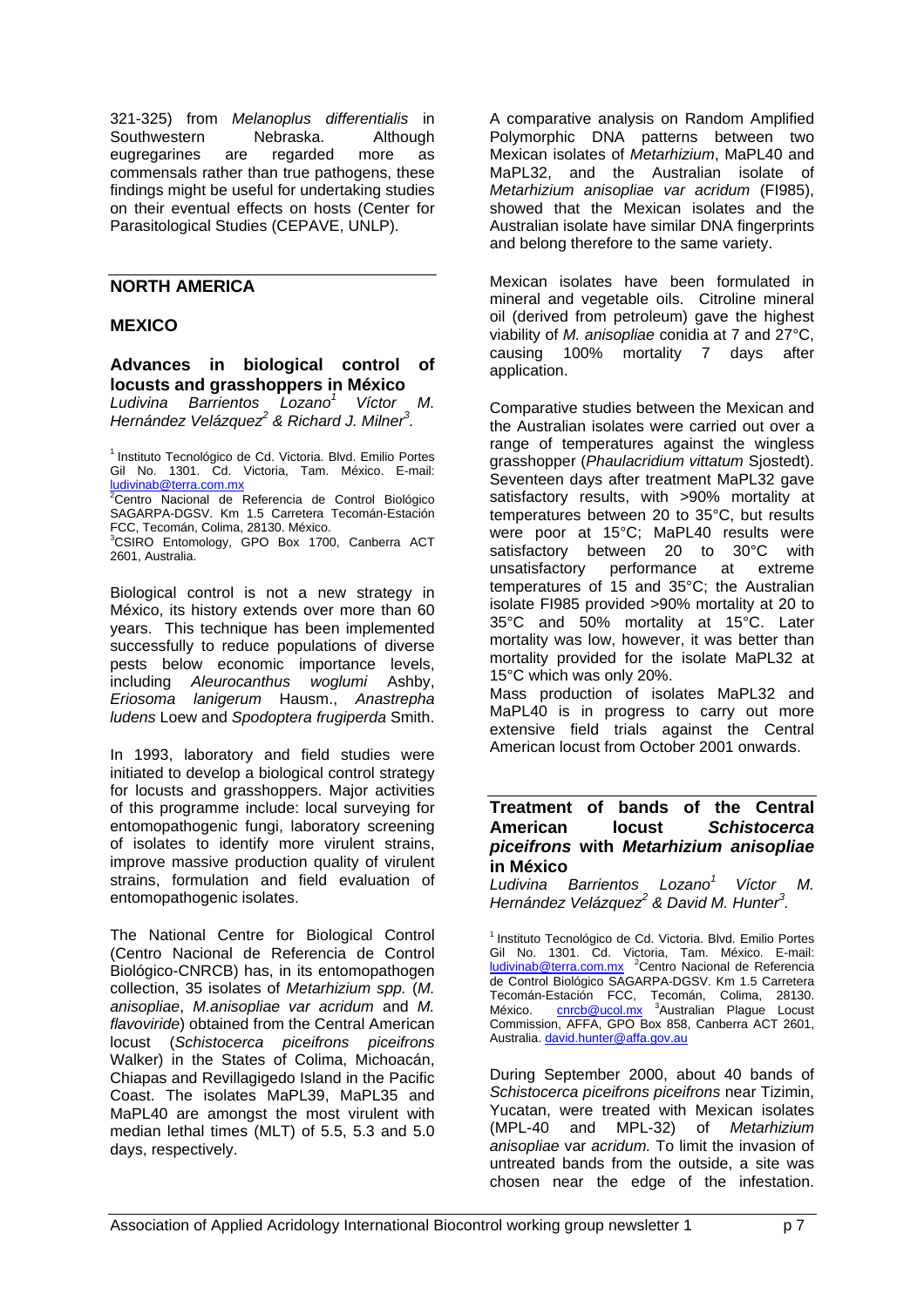321-325) from *Melanoplus differentialis* in Southwestern Nebraska. Although eugregarines are regarded more as commensals rather than true pathogens, these findings might be useful for undertaking studies on their eventual effects on hosts (Center for Parasitological Studies (CEPAVE, UNLP).

## NORTH AMERICA

### MEXICO

#### Advances in biological control of locusts and grasshoppers in México

*Ludivina Barrientos Lozano[1] Víctor M. Hernández Velázquez[2] & Richard J. Milner[3].*

[1] Instituto Tecnológico de Cd. Victoria. Blvd. Emilio Portes Gil No. 1301. Cd. Victoria, Tam. México. E-mail: ludivinab@terra.com.mx
[2]Centro Nacional de Referencia de Control Biológico SAGARPA-DGSV. Km 1.5 Carretera Tecomán-Estación FCC, Tecomán, Colima, 28130. México.
[3]CSIRO Entomology, GPO Box 1700, Canberra ACT 2601, Australia.

Biological control is not a new strategy in México, its history extends over more than 60 years. This technique has been implemented successfully to reduce populations of diverse pests below economic importance levels, including *Aleurocanthus woglumi* Ashby, *Eriosoma lanigerum* Hausm., *Anastrepha ludens* Loew and *Spodoptera frugiperda* Smith.

In 1993, laboratory and field studies were initiated to develop a biological control strategy for locusts and grasshoppers. Major activities of this programme include: local surveying for entomopathogenic fungi, laboratory screening of isolates to identify more virulent strains, improve massive production quality of virulent strains, formulation and field evaluation of entomopathogenic isolates.

The National Centre for Biological Control (Centro Nacional de Referencia de Control Biológico-CNRCB) has, in its entomopathogen collection, 35 isolates of *Metarhizium spp.* (*M. anisopliae*, *M.anisopliae var acridum* and *M. flavoviride*) obtained from the Central American locust (*Schistocerca piceifrons piceifrons* Walker) in the States of Colima, Michoacán, Chiapas and Revillagigedo Island in the Pacific Coast. The isolates MaPL39, MaPL35 and MaPL40 are amongst the most virulent with median lethal times (MLT) of 5.5, 5.3 and 5.0 days, respectively.

A comparative analysis on Random Amplified Polymorphic DNA patterns between two Mexican isolates of *Metarhizium*, MaPL40 and MaPL32, and the Australian isolate of *Metarhizium anisopliae var acridum* (FI985), showed that the Mexican isolates and the Australian isolate have similar DNA fingerprints and belong therefore to the same variety.

Mexican isolates have been formulated in mineral and vegetable oils. Citroline mineral oil (derived from petroleum) gave the highest viability of *M. anisopliae* conidia at 7 and 27°C, causing 100% mortality 7 days after application.

Comparative studies between the Mexican and the Australian isolates were carried out over a range of temperatures against the wingless grasshopper (*Phaulacridium vittatum* Sjostedt). Seventeen days after treatment MaPL32 gave satisfactory results, with >90% mortality at temperatures between 20 to 35°C, but results were poor at 15°C; MaPL40 results were satisfactory between 20 to 30°C with unsatisfactory performance at extreme temperatures of 15 and 35°C; the Australian isolate FI985 provided >90% mortality at 20 to 35°C and 50% mortality at 15°C. Later mortality was low, however, it was better than mortality provided for the isolate MaPL32 at 15°C which was only 20%.
Mass production of isolates MaPL32 and MaPL40 is in progress to carry out more extensive field trials against the Central American locust from October 2001 onwards.

#### Treatment of bands of the Central American locust *Schistocerca piceifrons* with *Metarhizium anisopliae* in México

*Ludivina Barrientos Lozano[1] Víctor M. Hernández Velázquez[2] & David M. Hunter[3].*

[1] Instituto Tecnológico de Cd. Victoria. Blvd. Emilio Portes Gil No. 1301. Cd. Victoria, Tam. México. E-mail: ludivinab@terra.com.mx [2]Centro Nacional de Referencia de Control Biológico SAGARPA-DGSV. Km 1.5 Carretera Tecomán-Estación FCC, Tecomán, Colima, 28130. México. cnrcb@ucol.mx [3]Australian Plague Locust Commission, AFFA, GPO Box 858, Canberra ACT 2601, Australia. david.hunter@affa.gov.au

During September 2000, about 40 bands of *Schistocerca piceifrons piceifrons* near Tizimin, Yucatan, were treated with Mexican isolates (MPL-40 and MPL-32) of *Metarhizium anisopliae* var *acridum.* To limit the invasion of untreated bands from the outside, a site was chosen near the edge of the infestation.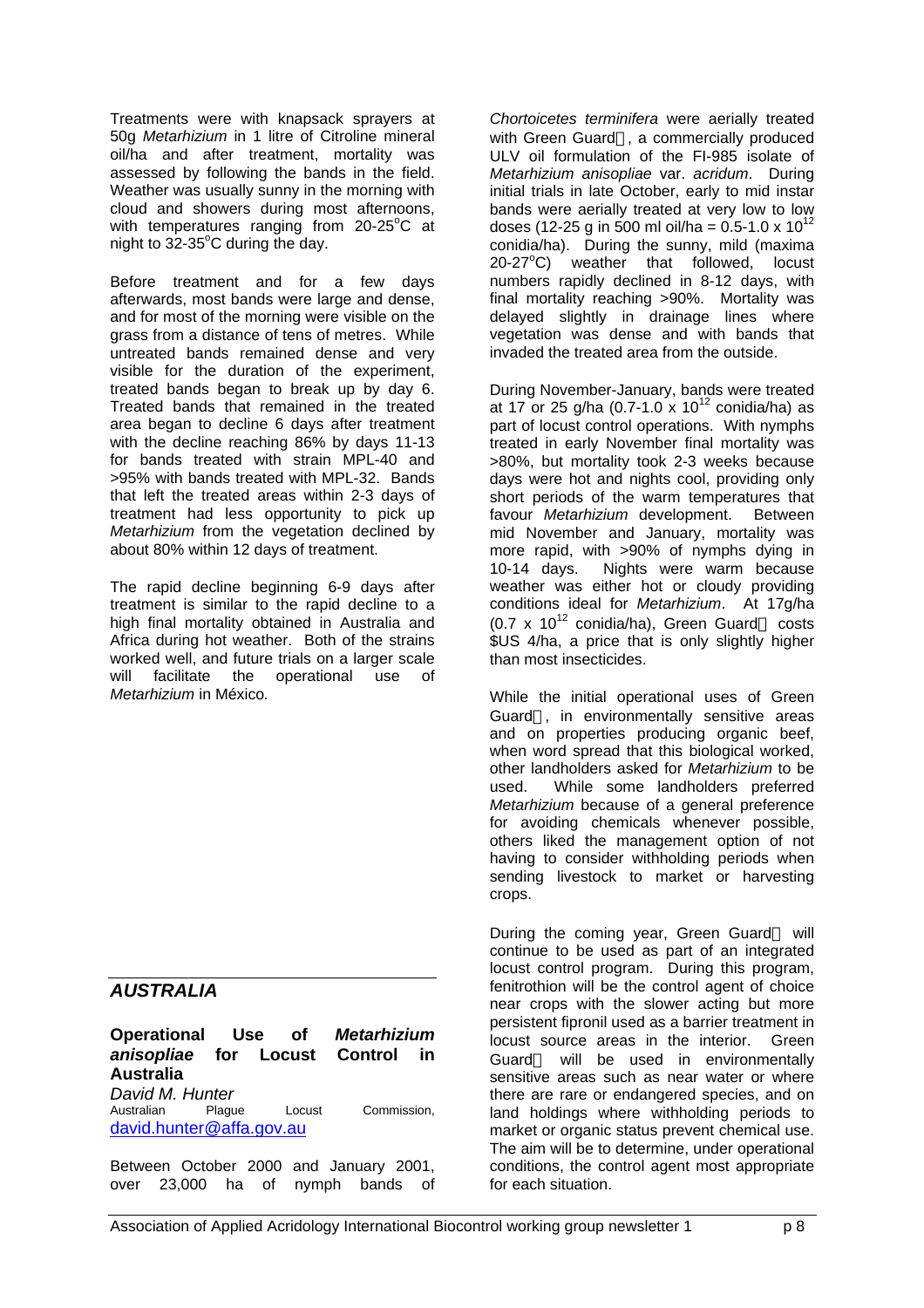Treatments were with knapsack sprayers at 50g *Metarhizium* in 1 litre of Citroline mineral oil/ha and after treatment, mortality was assessed by following the bands in the field. Weather was usually sunny in the morning with cloud and showers during most afternoons, with temperatures ranging from 20-25°C at night to 32-35°C during the day.

Before treatment and for a few days afterwards, most bands were large and dense, and for most of the morning were visible on the grass from a distance of tens of metres. While untreated bands remained dense and very visible for the duration of the experiment, treated bands began to break up by day 6. Treated bands that remained in the treated area began to decline 6 days after treatment with the decline reaching 86% by days 11-13 for bands treated with strain MPL-40 and >95% with bands treated with MPL-32. Bands that left the treated areas within 2-3 days of treatment had less opportunity to pick up *Metarhizium* from the vegetation declined by about 80% within 12 days of treatment.

The rapid decline beginning 6-9 days after treatment is similar to the rapid decline to a high final mortality obtained in Australia and Africa during hot weather. Both of the strains worked well, and future trials on a larger scale will facilitate the operational use of *Metarhizium* in México.

## *AUSTRALIA*

### Operational Use of *Metarhizium anisopliae* for Locust Control in Australia

*David M. Hunter*
Australian Plague Locust Commission,
david.hunter@affa.gov.au

Between October 2000 and January 2001, over 23,000 ha of nymph bands of *Chortoicetes terminifera* were aerially treated with Green Guard, a commercially produced ULV oil formulation of the FI-985 isolate of *Metarhizium anisopliae* var. *acridum*. During initial trials in late October, early to mid instar bands were aerially treated at very low to low doses (12-25 g in 500 ml oil/ha = $0.5\text{-}1.0 \times 10^{12}$ conidia/ha). During the sunny, mild (maxima 20-27°C) weather that followed, locust numbers rapidly declined in 8-12 days, with final mortality reaching >90%. Mortality was delayed slightly in drainage lines where vegetation was dense and with bands that invaded the treated area from the outside.

During November-January, bands were treated at 17 or 25 g/ha ($0.7\text{-}1.0 \times 10^{12}$ conidia/ha) as part of locust control operations. With nymphs treated in early November final mortality was >80%, but mortality took 2-3 weeks because days were hot and nights cool, providing only short periods of the warm temperatures that favour *Metarhizium* development. Between mid November and January, mortality was more rapid, with >90% of nymphs dying in 10-14 days. Nights were warm because weather was either hot or cloudy providing conditions ideal for *Metarhizium*. At 17g/ha ($0.7 \times 10^{12}$ conidia/ha), Green Guard costs $US 4/ha, a price that is only slightly higher than most insecticides.

While the initial operational uses of Green Guard, in environmentally sensitive areas and on properties producing organic beef, when word spread that this biological worked, other landholders asked for *Metarhizium* to be used. While some landholders preferred *Metarhizium* because of a general preference for avoiding chemicals whenever possible, others liked the management option of not having to consider withholding periods when sending livestock to market or harvesting crops.

During the coming year, Green Guard will continue to be used as part of an integrated locust control program. During this program, fenitrothion will be the control agent of choice near crops with the slower acting but more persistent fipronil used as a barrier treatment in locust source areas in the interior. Green Guard will be used in environmentally sensitive areas such as near water or where there are rare or endangered species, and on land holdings where withholding periods to market or organic status prevent chemical use. The aim will be to determine, under operational conditions, the control agent most appropriate for each situation.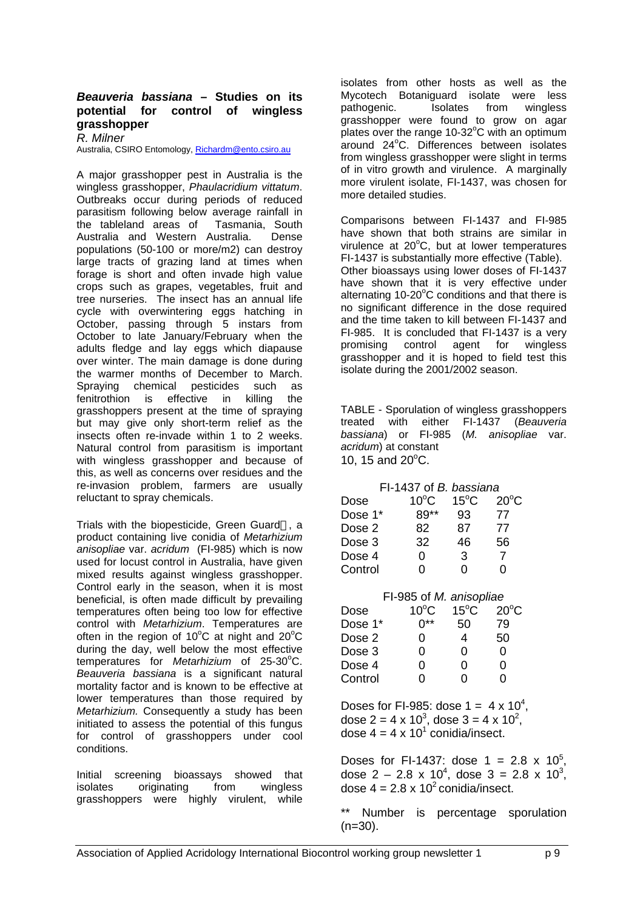## *Beauveria bassiana* – Studies on its potential for control of wingless grasshopper

*R. Milner*

Australia, CSIRO Entomology, Richardm@ento.csiro.au

A major grasshopper pest in Australia is the wingless grasshopper, *Phaulacridium vittatum*. Outbreaks occur during periods of reduced parasitism following below average rainfall in the tableland areas of Tasmania, South Australia and Western Australia. Dense populations (50-100 or more/m2) can destroy large tracts of grazing land at times when forage is short and often invade high value crops such as grapes, vegetables, fruit and tree nurseries. The insect has an annual life cycle with overwintering eggs hatching in October, passing through 5 instars from October to late January/February when the adults fledge and lay eggs which diapause over winter. The main damage is done during the warmer months of December to March. Spraying chemical pesticides such as fenitrothion is effective in killing the grasshoppers present at the time of spraying but may give only short-term relief as the insects often re-invade within 1 to 2 weeks. Natural control from parasitism is important with wingless grasshopper and because of this, as well as concerns over residues and the re-invasion problem, farmers are usually reluctant to spray chemicals.

Trials with the biopesticide, Green Guard, a product containing live conidia of *Metarhizium anisopliae* var. *acridum* (FI-985) which is now used for locust control in Australia, have given mixed results against wingless grasshopper. Control early in the season, when it is most beneficial, is often made difficult by prevailing temperatures often being too low for effective control with *Metarhizium*. Temperatures are often in the region of 10°C at night and 20°C during the day, well below the most effective temperatures for *Metarhizium* of 25-30°C. *Beauveria bassiana* is a significant natural mortality factor and is known to be effective at lower temperatures than those required by *Metarhizium.* Consequently a study has been initiated to assess the potential of this fungus for control of grasshoppers under cool conditions.

Initial screening bioassays showed that isolates originating from wingless grasshoppers were highly virulent, while isolates from other hosts as well as the Mycotech Botaniguard isolate were less pathogenic. Isolates from wingless grasshopper were found to grow on agar plates over the range 10-32°C with an optimum around 24°C. Differences between isolates from wingless grasshopper were slight in terms of in vitro growth and virulence. A marginally more virulent isolate, FI-1437, was chosen for more detailed studies.

Comparisons between FI-1437 and FI-985 have shown that both strains are similar in virulence at 20°C, but at lower temperatures FI-1437 is substantially more effective (Table). Other bioassays using lower doses of FI-1437 have shown that it is very effective under alternating 10-20°C conditions and that there is no significant difference in the dose required and the time taken to kill between FI-1437 and FI-985. It is concluded that FI-1437 is a very promising control agent for wingless grasshopper and it is hoped to field test this isolate during the 2001/2002 season.

TABLE - Sporulation of wingless grasshoppers treated with either FI-1437 (*Beauveria bassiana*) or FI-985 (*M. anisopliae* var. *acridum*) at constant 10, 15 and 20°C.

FI-1437 of *B. bassiana*

| Dose | 10°C | 15°C | 20°C |
|---|---|---|---|
| Dose 1* | 89** | 93 | 77 |
| Dose 2 | 82 | 87 | 77 |
| Dose 3 | 32 | 46 | 56 |
| Dose 4 | 0 | 3 | 7 |
| Control | 0 | 0 | 0 |

FI-985 of *M. anisopliae*

| Dose | 10°C | 15°C | 20°C |
|---|---|---|---|
| Dose 1* | 0** | 50 | 79 |
| Dose 2 | 0 | 4 | 50 |
| Dose 3 | 0 | 0 | 0 |
| Dose 4 | 0 | 0 | 0 |
| Control | 0 | 0 | 0 |

Doses for FI-985: dose 1 = $4 \times 10^4$, dose 2 = $4 \times 10^3$, dose 3 = $4 \times 10^2$, dose 4 = $4 \times 10^1$ conidia/insect.

Doses for FI-1437: dose 1 = $2.8 \times 10^5$, dose 2 – $2.8 \times 10^4$, dose 3 = $2.8 \times 10^3$, dose 4 = $2.8 \times 10^2$ conidia/insect.

** Number is percentage sporulation (n=30).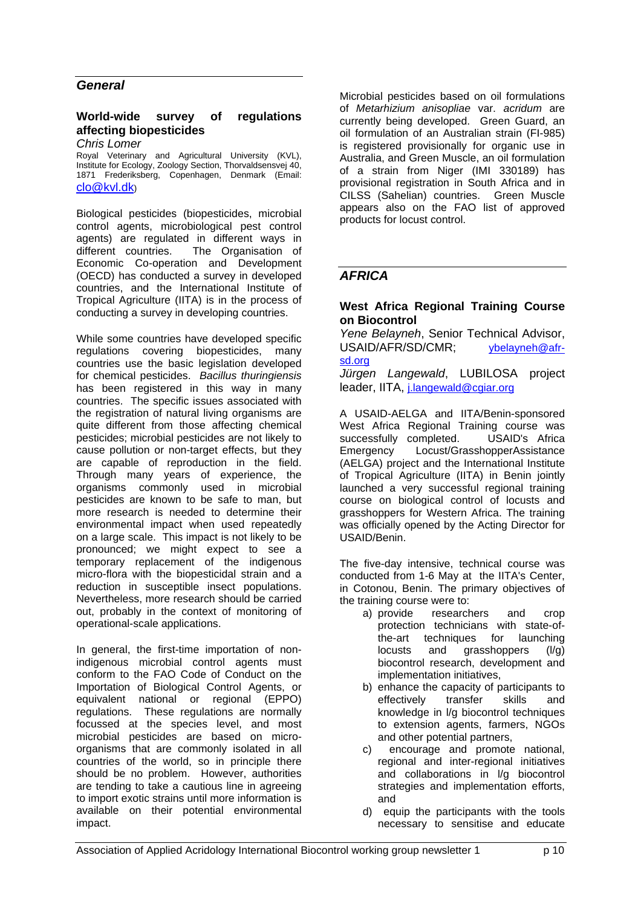## General

### World-wide survey of regulations affecting biopesticides

*Chris Lomer*

Royal Veterinary and Agricultural University (KVL), Institute for Ecology, Zoology Section, Thorvaldsensvej 40, 1871 Frederiksberg, Copenhagen, Denmark (Email: clo@kvl.dk)

Biological pesticides (biopesticides, microbial control agents, microbiological pest control agents) are regulated in different ways in different countries. The Organisation of Economic Co-operation and Development (OECD) has conducted a survey in developed countries, and the International Institute of Tropical Agriculture (IITA) is in the process of conducting a survey in developing countries.

While some countries have developed specific regulations covering biopesticides, many countries use the basic legislation developed for chemical pesticides. *Bacillus thuringiensis* has been registered in this way in many countries. The specific issues associated with the registration of natural living organisms are quite different from those affecting chemical pesticides; microbial pesticides are not likely to cause pollution or non-target effects, but they are capable of reproduction in the field. Through many years of experience, the organisms commonly used in microbial pesticides are known to be safe to man, but more research is needed to determine their environmental impact when used repeatedly on a large scale. This impact is not likely to be pronounced; we might expect to see a temporary replacement of the indigenous micro-flora with the biopesticidal strain and a reduction in susceptible insect populations. Nevertheless, more research should be carried out, probably in the context of monitoring of operational-scale applications.

In general, the first-time importation of non-indigenous microbial control agents must conform to the FAO Code of Conduct on the Importation of Biological Control Agents, or equivalent national or regional (EPPO) regulations. These regulations are normally focussed at the species level, and most microbial pesticides are based on micro-organisms that are commonly isolated in all countries of the world, so in principle there should be no problem. However, authorities are tending to take a cautious line in agreeing to import exotic strains until more information is available on their potential environmental impact.

Microbial pesticides based on oil formulations of *Metarhizium anisopliae* var. *acridum* are currently being developed. Green Guard, an oil formulation of an Australian strain (FI-985) is registered provisionally for organic use in Australia, and Green Muscle, an oil formulation of a strain from Niger (IMI 330189) has provisional registration in South Africa and in CILSS (Sahelian) countries. Green Muscle appears also on the FAO list of approved products for locust control.

## AFRICA

### West Africa Regional Training Course on Biocontrol

*Yene Belayneh*, Senior Technical Advisor, USAID/AFR/SD/CMR; ybelayneh@afr-sd.org

*Jürgen Langewald*, LUBILOSA project leader, IITA, j.langewald@cgiar.org

A USAID-AELGA and IITA/Benin-sponsored West Africa Regional Training course was successfully completed. USAID's Africa Emergency Locust/GrasshopperAssistance (AELGA) project and the International Institute of Tropical Agriculture (IITA) in Benin jointly launched a very successful regional training course on biological control of locusts and grasshoppers for Western Africa. The training was officially opened by the Acting Director for USAID/Benin.

The five-day intensive, technical course was conducted from 1-6 May at the IITA's Center, in Cotonou, Benin. The primary objectives of the training course were to:

a) provide researchers and crop protection technicians with state-of-the-art techniques for launching locusts and grasshoppers (l/g) biocontrol research, development and implementation initiatives,
b) enhance the capacity of participants to effectively transfer skills and knowledge in l/g biocontrol techniques to extension agents, farmers, NGOs and other potential partners,
c) encourage and promote national, regional and inter-regional initiatives and collaborations in l/g biocontrol strategies and implementation efforts, and
d) equip the participants with the tools necessary to sensitise and educate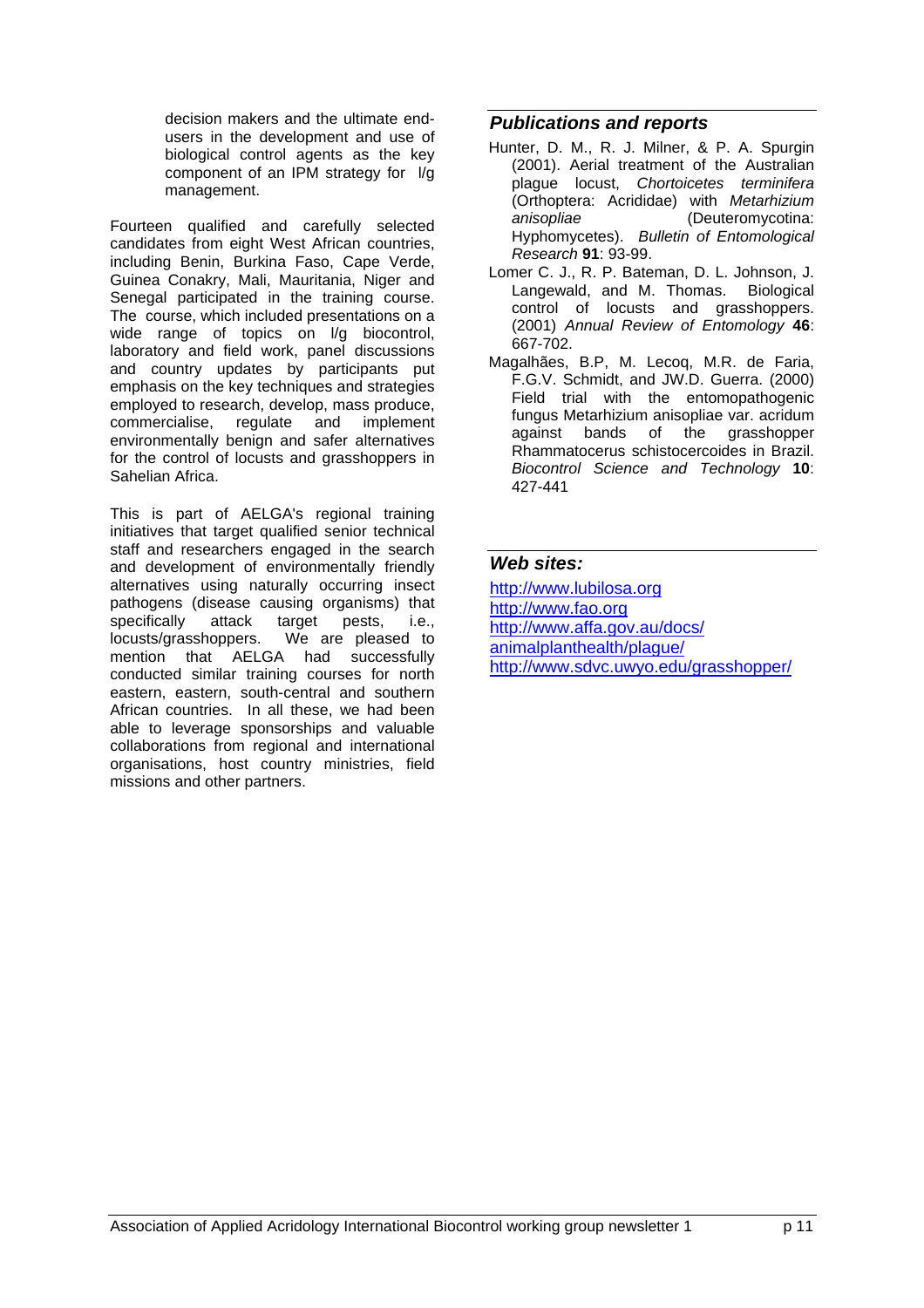decision makers and the ultimate end-users in the development and use of biological control agents as the key component of an IPM strategy for l/g management.

Fourteen qualified and carefully selected candidates from eight West African countries, including Benin, Burkina Faso, Cape Verde, Guinea Conakry, Mali, Mauritania, Niger and Senegal participated in the training course. The course, which included presentations on a wide range of topics on l/g biocontrol, laboratory and field work, panel discussions and country updates by participants put emphasis on the key techniques and strategies employed to research, develop, mass produce, commercialise, regulate and implement environmentally benign and safer alternatives for the control of locusts and grasshoppers in Sahelian Africa.

This is part of AELGA's regional training initiatives that target qualified senior technical staff and researchers engaged in the search and development of environmentally friendly alternatives using naturally occurring insect pathogens (disease causing organisms) that specifically attack target pests, i.e., locusts/grasshoppers. We are pleased to mention that AELGA had successfully conducted similar training courses for north eastern, eastern, south-central and southern African countries. In all these, we had been able to leverage sponsorships and valuable collaborations from regional and international organisations, host country ministries, field missions and other partners.

## *Publications and reports*

- Hunter, D. M., R. J. Milner, & P. A. Spurgin (2001). Aerial treatment of the Australian plague locust, *Chortoicetes terminifera* (Orthoptera: Acrididae) with *Metarhizium anisopliae* (Deuteromycotina: Hyphomycetes). *Bulletin of Entomological Research* **91**: 93-99.
- Lomer C. J., R. P. Bateman, D. L. Johnson, J. Langewald, and M. Thomas. Biological control of locusts and grasshoppers. (2001) *Annual Review of Entomology* **46**: 667-702.
- Magalhães, B.P, M. Lecoq, M.R. de Faria, F.G.V. Schmidt, and JW.D. Guerra. (2000) Field trial with the entomopathogenic fungus Metarhizium anisopliae var. acridum against bands of the grasshopper Rhammatocerus schistocercoides in Brazil. *Biocontrol Science and Technology* **10**: 427-441

## *Web sites:*

http://www.lubilosa.org
http://www.fao.org
http://www.affa.gov.au/docs/animalplanthealth/plague/
http://www.sdvc.uwyo.edu/grasshopper/